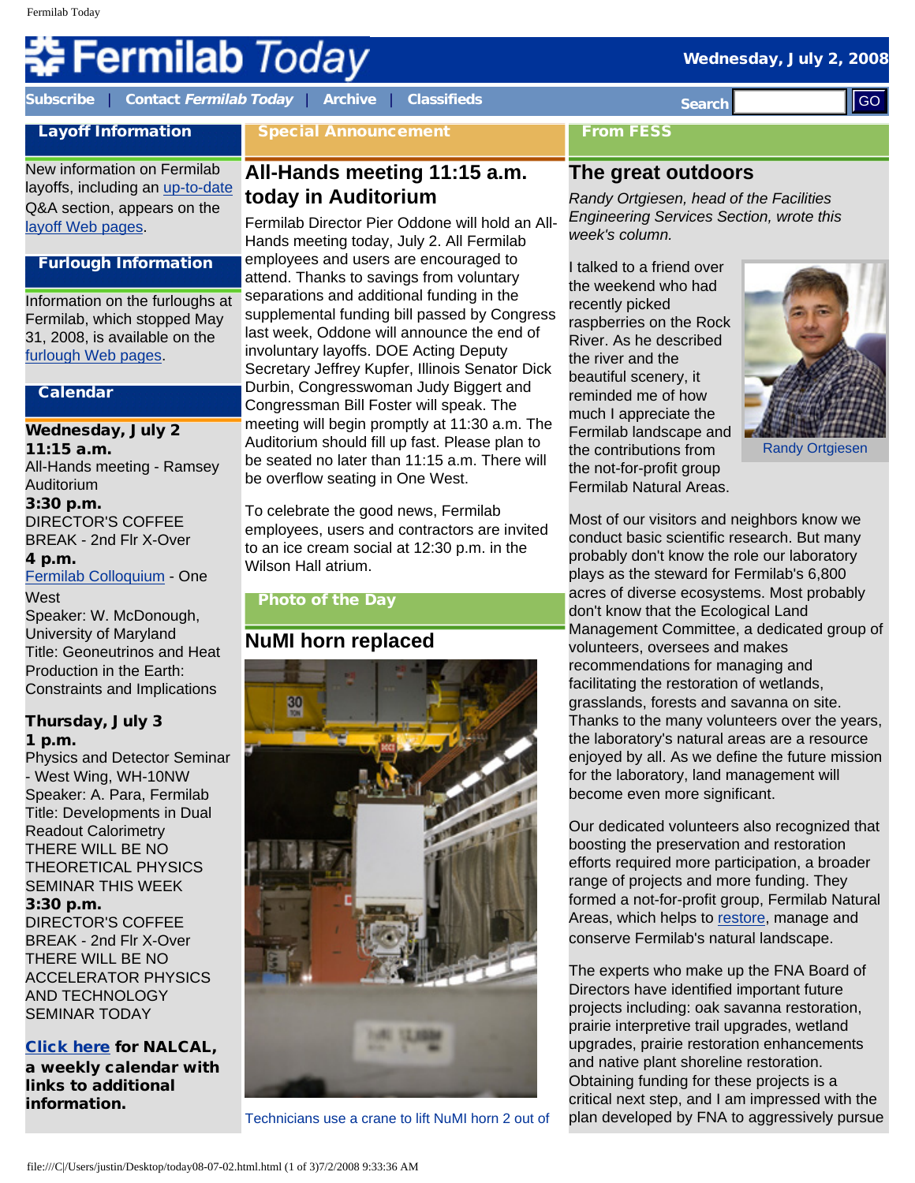# Fermilab Today

Wednesday, July 2, 2008

Subscribe | Contact *Fermilab Today* | Archive | Classifieds

Search GO

## Layoff Information

New information on Fermilab layoffs, including an up-to-date Q&A section, appears on the layoff Web pages.

## Furlough Information

Information on the furloughs at Fermilab, which stopped May 31, 2008, is available on the furlough Web pages.

## Calendar

**Wednesday, July 2**
**11:15 a.m.**
All-Hands meeting - Ramsey Auditorium
**3:30 p.m.**
DIRECTOR'S COFFEE BREAK - 2nd Flr X-Over
**4 p.m.**
Fermilab Colloquium - One West
Speaker: W. McDonough, University of Maryland
Title: Geoneutrinos and Heat Production in the Earth: Constraints and Implications

**Thursday, July 3**
**1 p.m.**
Physics and Detector Seminar - West Wing, WH-10NW
Speaker: A. Para, Fermilab
Title: Developments in Dual Readout Calorimetry
THERE WILL BE NO THEORETICAL PHYSICS SEMINAR THIS WEEK
**3:30 p.m.**
DIRECTOR'S COFFEE BREAK - 2nd Flr X-Over
THERE WILL BE NO ACCELERATOR PHYSICS AND TECHNOLOGY SEMINAR TODAY

**Click here for NALCAL, a weekly calendar with links to additional information.**

## Special Announcement

## All-Hands meeting 11:15 a.m. today in Auditorium

Fermilab Director Pier Oddone will hold an All-Hands meeting today, July 2. All Fermilab employees and users are encouraged to attend. Thanks to savings from voluntary separations and additional funding in the supplemental funding bill passed by Congress last week, Oddone will announce the end of involuntary layoffs. DOE Acting Deputy Secretary Jeffrey Kupfer, Illinois Senator Dick Durbin, Congresswoman Judy Biggert and Congressman Bill Foster will speak. The meeting will begin promptly at 11:30 a.m. The Auditorium should fill up fast. Please plan to be seated no later than 11:15 a.m. There will be overflow seating in One West.

To celebrate the good news, Fermilab employees, users and contractors are invited to an ice cream social at 12:30 p.m. in the Wilson Hall atrium.

## Photo of the Day

## NuMI horn replaced

Technicians use a crane to lift NuMI horn 2 out of

## From FESS

## The great outdoors

*Randy Ortgiesen, head of the Facilities Engineering Services Section, wrote this week's column.*

Randy Ortgiesen

I talked to a friend over the weekend who had recently picked raspberries on the Rock River. As he described the river and the beautiful scenery, it reminded me of how much I appreciate the Fermilab landscape and the contributions from the not-for-profit group Fermilab Natural Areas.

Most of our visitors and neighbors know we conduct basic scientific research. But many probably don't know the role our laboratory plays as the steward for Fermilab's 6,800 acres of diverse ecosystems. Most probably don't know that the Ecological Land Management Committee, a dedicated group of volunteers, oversees and makes recommendations for managing and facilitating the restoration of wetlands, grasslands, forests and savanna on site. Thanks to the many volunteers over the years, the laboratory's natural areas are a resource enjoyed by all. As we define the future mission for the laboratory, land management will become even more significant.

Our dedicated volunteers also recognized that boosting the preservation and restoration efforts required more participation, a broader range of projects and more funding. They formed a not-for-profit group, Fermilab Natural Areas, which helps to restore, manage and conserve Fermilab's natural landscape.

The experts who make up the FNA Board of Directors have identified important future projects including: oak savanna restoration, prairie interpretive trail upgrades, wetland upgrades, prairie restoration enhancements and native plant shoreline restoration. Obtaining funding for these projects is a critical next step, and I am impressed with the plan developed by FNA to aggressively pursue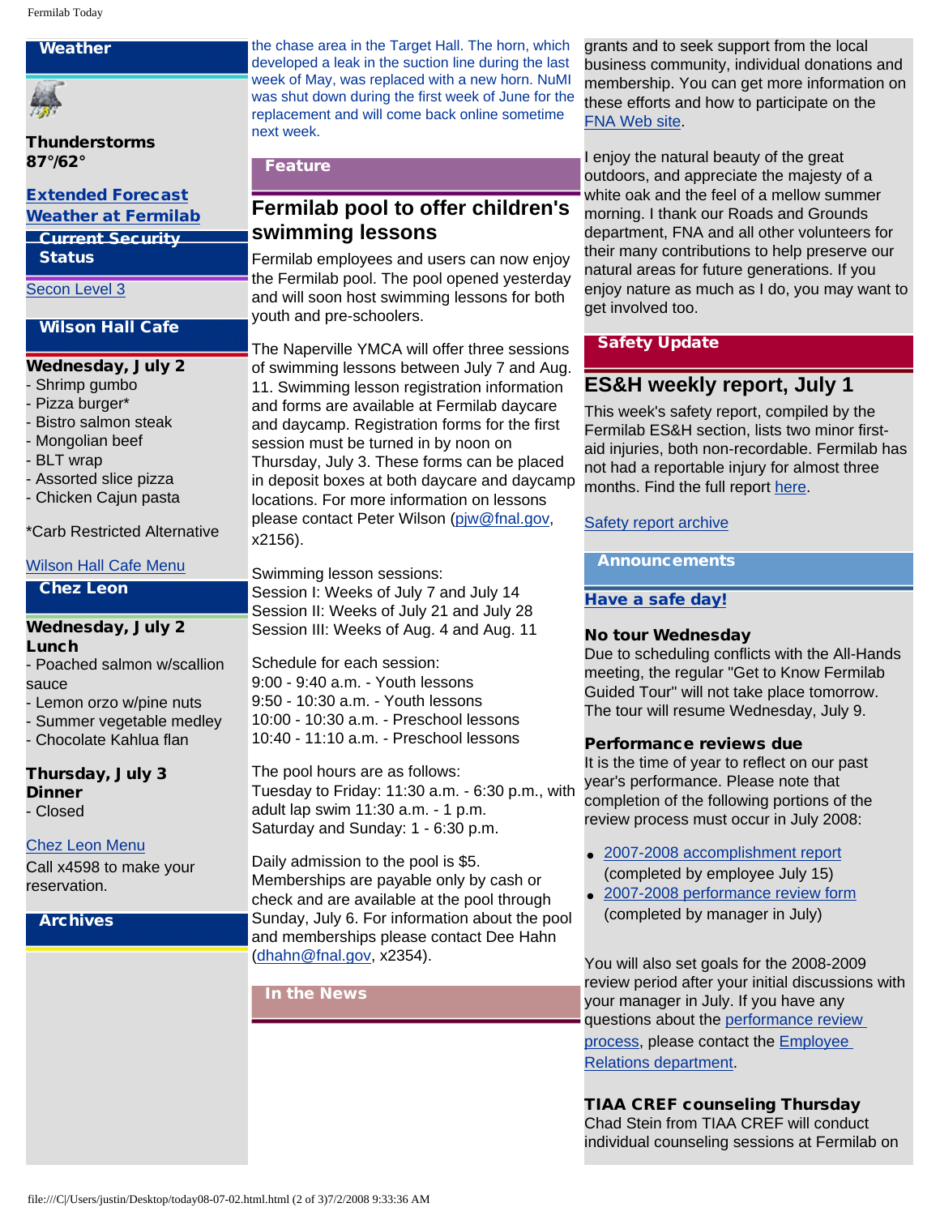## Weather

**Thunderstorms**
**87°/62°**

**[Extended Forecast](#)**
**[Weather at Fermilab](#)**

## Current Security Status

[Secon Level 3](#)

## Wilson Hall Cafe

**Wednesday, July 2**
- Shrimp gumbo
- Pizza burger*
- Bistro salmon steak
- Mongolian beef
- BLT wrap
- Assorted slice pizza
- Chicken Cajun pasta

*Carb Restricted Alternative

[Wilson Hall Cafe Menu](#)

## Chez Leon

**Wednesday, July 2**
**Lunch**
- Poached salmon w/scallion sauce
- Lemon orzo w/pine nuts
- Summer vegetable medley
- Chocolate Kahlua flan

**Thursday, July 3**
**Dinner**
- Closed

[Chez Leon Menu](#)
Call x4598 to make your reservation.

## Archives

the chase area in the Target Hall. The horn, which developed a leak in the suction line during the last week of May, was replaced with a new horn. NuMI was shut down during the first week of June for the replacement and will come back online sometime next week.

## Feature

# Fermilab pool to offer children's swimming lessons

Fermilab employees and users can now enjoy the Fermilab pool. The pool opened yesterday and will soon host swimming lessons for both youth and pre-schoolers.

The Naperville YMCA will offer three sessions of swimming lessons between July 7 and Aug. 11. Swimming lesson registration information and forms are available at Fermilab daycare and daycamp. Registration forms for the first session must be turned in by noon on Thursday, July 3. These forms can be placed in deposit boxes at both daycare and daycamp locations. For more information on lessons please contact Peter Wilson ([pjw@fnal.gov](mailto:pjw@fnal.gov), x2156).

Swimming lesson sessions:
Session I: Weeks of July 7 and July 14
Session II: Weeks of July 21 and July 28
Session III: Weeks of Aug. 4 and Aug. 11

Schedule for each session:
9:00 - 9:40 a.m. - Youth lessons
9:50 - 10:30 a.m. - Youth lessons
10:00 - 10:30 a.m. - Preschool lessons
10:40 - 11:10 a.m. - Preschool lessons

The pool hours are as follows:
Tuesday to Friday: 11:30 a.m. - 6:30 p.m., with adult lap swim 11:30 a.m. - 1 p.m.
Saturday and Sunday: 1 - 6:30 p.m.

Daily admission to the pool is $5. Memberships are payable only by cash or check and are available at the pool through Sunday, July 6. For information about the pool and memberships please contact Dee Hahn ([dhahn@fnal.gov](mailto:dhahn@fnal.gov), x2354).

## In the News

grants and to seek support from the local business community, individual donations and membership. You can get more information on these efforts and how to participate on the [FNA Web site](#).

I enjoy the natural beauty of the great outdoors, and appreciate the majesty of a white oak and the feel of a mellow summer morning. I thank our Roads and Grounds department, FNA and all other volunteers for their many contributions to help preserve our natural areas for future generations. If you enjoy nature as much as I do, you may want to get involved too.

## Safety Update

# ES&H weekly report, July 1

This week's safety report, compiled by the Fermilab ES&H section, lists two minor first-aid injuries, both non-recordable. Fermilab has not had a reportable injury for almost three months. Find the full report [here](#).

[Safety report archive](#)

## Announcements

**[Have a safe day!](#)**

**No tour Wednesday**
Due to scheduling conflicts with the All-Hands meeting, the regular "Get to Know Fermilab Guided Tour" will not take place tomorrow. The tour will resume Wednesday, July 9.

**Performance reviews due**
It is the time of year to reflect on our past year's performance. Please note that completion of the following portions of the review process must occur in July 2008:

- [2007-2008 accomplishment report](#) (completed by employee July 15)
- [2007-2008 performance review form](#) (completed by manager in July)

You will also set goals for the 2008-2009 review period after your initial discussions with your manager in July. If you have any questions about the [performance review process](#), please contact the [Employee Relations department](#).

**TIAA CREF counseling Thursday**
Chad Stein from TIAA CREF will conduct individual counseling sessions at Fermilab on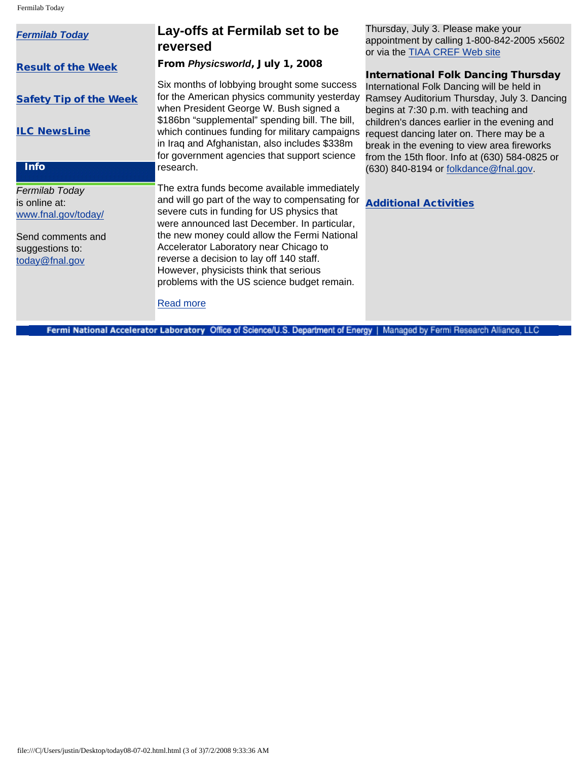[*Fermilab Today*](#)

[**Result of the Week**](#)

[**Safety Tip of the Week**](#)

[**ILC NewsLine**](#)

**Info**

*Fermilab Today* is online at: [www.fnal.gov/today/](http://www.fnal.gov/today/)

Send comments and suggestions to: [today@fnal.gov](mailto:today@fnal.gov)

## Lay-offs at Fermilab set to be reversed

**From *Physicsworld*, July 1, 2008**

Six months of lobbying brought some success for the American physics community yesterday when President George W. Bush signed a \$186bn "supplemental" spending bill. The bill, which continues funding for military campaigns in Iraq and Afghanistan, also includes \$338m for government agencies that support science research.

The extra funds become available immediately and will go part of the way to compensating for severe cuts in funding for US physics that were announced last December. In particular, the new money could allow the Fermi National Accelerator Laboratory near Chicago to reverse a decision to lay off 140 staff. However, physicists think that serious problems with the US science budget remain.

[Read more](#)

Thursday, July 3. Please make your appointment by calling 1-800-842-2005 x5602 or via the [TIAA CREF Web site](#)

**International Folk Dancing Thursday**
International Folk Dancing will be held in Ramsey Auditorium Thursday, July 3. Dancing begins at 7:30 p.m. with teaching and children's dances earlier in the evening and request dancing later on. There may be a break in the evening to view area fireworks from the 15th floor. Info at (630) 584-0825 or (630) 840-8194 or [folkdance@fnal.gov](mailto:folkdance@fnal.gov).

[**Additional Activities**](#)

Fermi National Accelerator Laboratory Office of Science/U.S. Department of Energy | Managed by Fermi Research Alliance, LLC